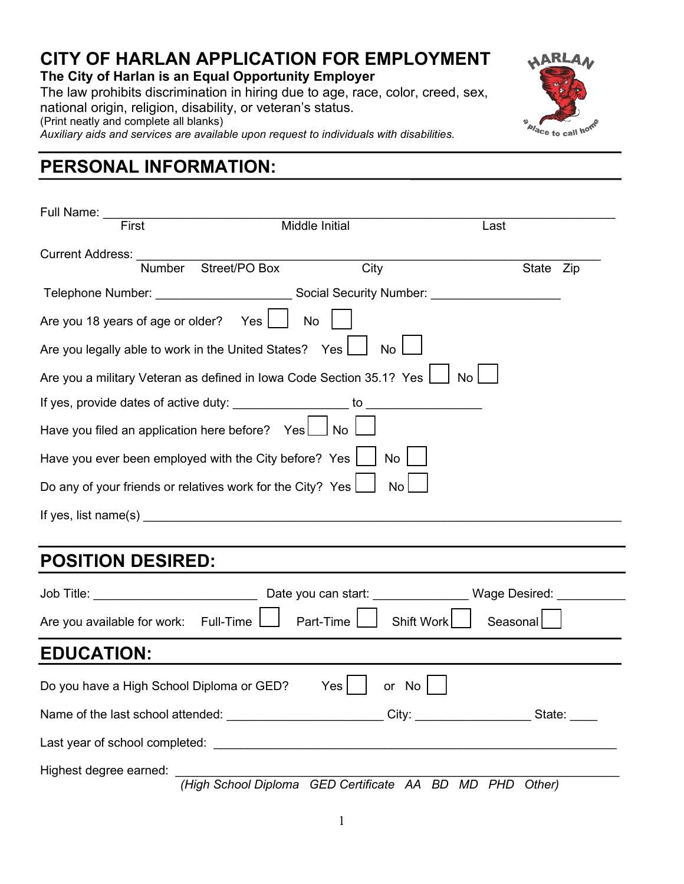# CITY OF HARLAN APPLICATION FOR EMPLOYMENT

**The City of Harlan is an Equal Opportunity Employer**

The law prohibits discrimination in hiring due to age, race, color, creed, sex, national origin, religion, disability, or veteran's status.

(Print neatly and complete all blanks)

*Auxiliary aids and services are available upon request to individuals with disabilities.*

## PERSONAL INFORMATION:

Full Name: ___________________________________________________________________________

First Middle Initial Last

Current Address: ______________________________________________________________________

Number Street/PO Box City State Zip

Telephone Number: ____________________ Social Security Number: __________________

Are you 18 years of age or older? Yes ☐ No ☐

Are you legally able to work in the United States? Yes ☐ No ☐

Are you a military Veteran as defined in Iowa Code Section 35.1? Yes ☐ No ☐

If yes, provide dates of active duty: ________________ to ________________

Have you filed an application here before? Yes ☐ No ☐

Have you ever been employed with the City before? Yes ☐ No ☐

Do any of your friends or relatives work for the City? Yes ☐ No ☐

If yes, list name(s) ______________________________________________________________

## POSITION DESIRED:

Job Title: _______________________ Date you can start: ______________ Wage Desired: __________

Are you available for work: Full-Time ☐ Part-Time ☐ Shift Work ☐ Seasonal ☐

## EDUCATION:

Do you have a High School Diploma or GED? Yes ☐ or No ☐

Name of the last school attended: ______________________ City: ________________ State: ____

Last year of school completed: ______________________________________________________

Highest degree earned: _____________________________________________________________

*(High School Diploma GED Certificate AA BD MD PHD Other)*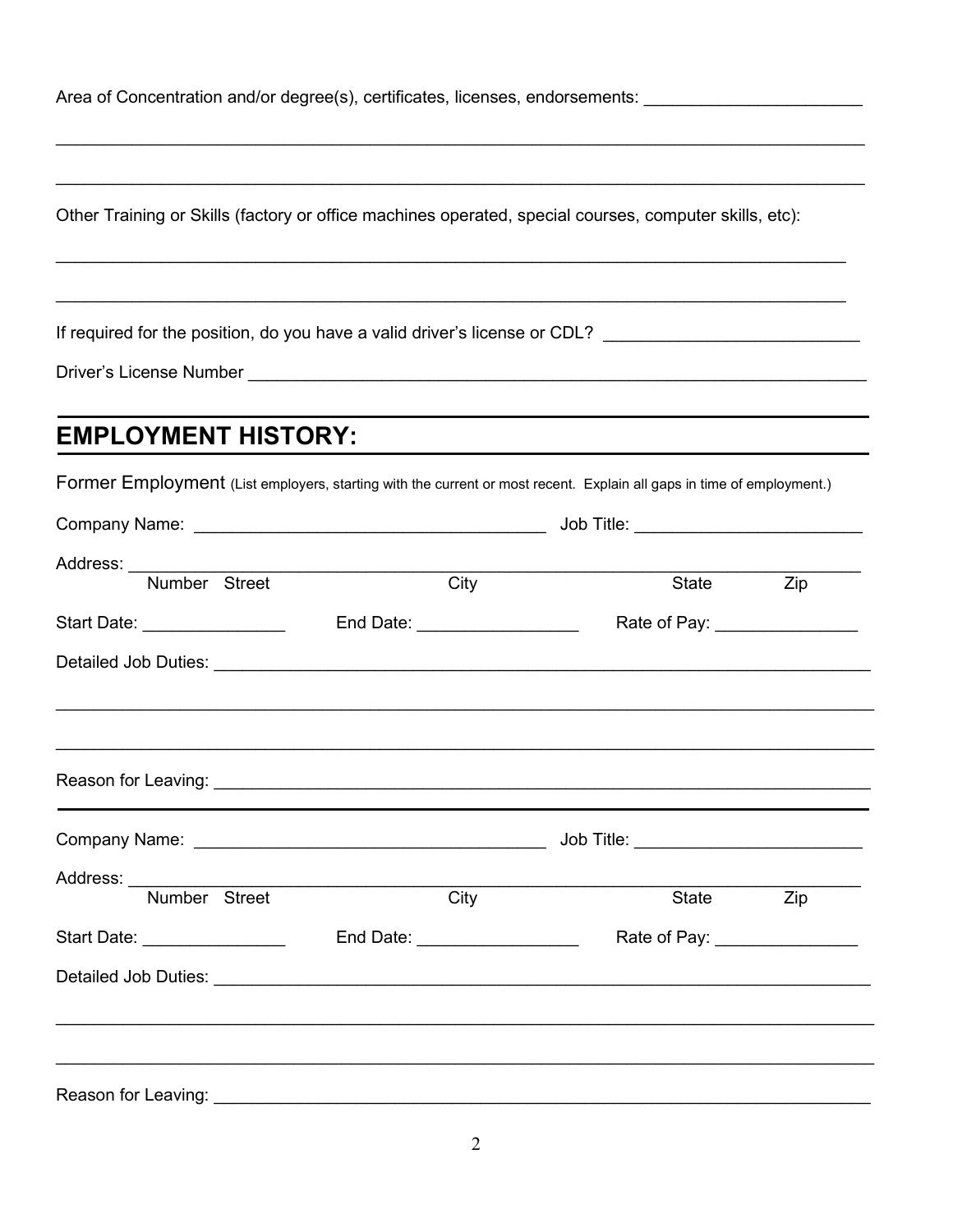Area of Concentration and/or degree(s), certificates, licenses, endorsements: ______________________

_____________________________________________________________________________________

_____________________________________________________________________________________

Other Training or Skills (factory or office machines operated, special courses, computer skills, etc):

_____________________________________________________________________________________

_____________________________________________________________________________________

If required for the position, do you have a valid driver's license or CDL? __________________________

Driver's License Number _________________________________________________________________

## EMPLOYMENT HISTORY:

Former Employment (List employers, starting with the current or most recent. Explain all gaps in time of employment.)

Company Name: ____________________________________ Job Title: _______________________

Address: ___________________________________________________________________________
Number Street City State Zip

Start Date: _______________ End Date: _________________ Rate of Pay: _______________

Detailed Job Duties: ___________________________________________________________________

_____________________________________________________________________________________

_____________________________________________________________________________________

Reason for Leaving: ___________________________________________________________________

---

Company Name: ____________________________________ Job Title: _______________________

Address: ___________________________________________________________________________
Number Street City State Zip

Start Date: _______________ End Date: _________________ Rate of Pay: _______________

Detailed Job Duties: ___________________________________________________________________

_____________________________________________________________________________________

_____________________________________________________________________________________

Reason for Leaving: ___________________________________________________________________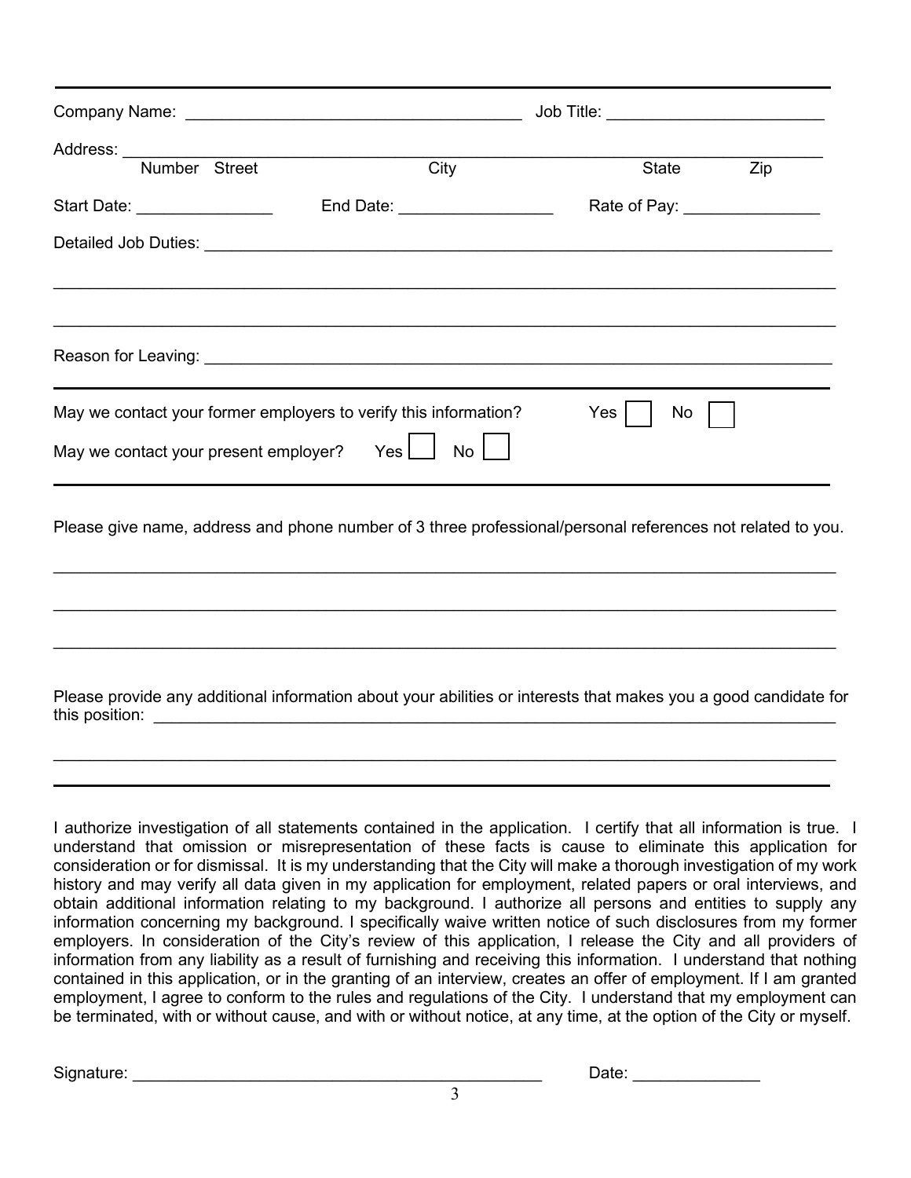---

Company Name: ____________________________________ Job Title: ________________________

Address: ___________________________________________________________________________
Number Street City State Zip

Start Date: _______________ End Date: _________________ Rate of Pay: _______________

Detailed Job Duties: ________________________________________________________________

_____________________________________________________________________________________

_____________________________________________________________________________________

Reason for Leaving: ________________________________________________________________

---

May we contact your former employers to verify this information? Yes ☐ No ☐

May we contact your present employer? Yes ☐ No ☐

---

Please give name, address and phone number of 3 three professional/personal references not related to you.

_____________________________________________________________________________________

_____________________________________________________________________________________

_____________________________________________________________________________________

Please provide any additional information about your abilities or interests that makes you a good candidate for this position: ___________________________________________________________________________

_____________________________________________________________________________________

---

I authorize investigation of all statements contained in the application. I certify that all information is true. I understand that omission or misrepresentation of these facts is cause to eliminate this application for consideration or for dismissal. It is my understanding that the City will make a thorough investigation of my work history and may verify all data given in my application for employment, related papers or oral interviews, and obtain additional information relating to my background. I authorize all persons and entities to supply any information concerning my background. I specifically waive written notice of such disclosures from my former employers. In consideration of the City's review of this application, I release the City and all providers of information from any liability as a result of furnishing and receiving this information. I understand that nothing contained in this application, or in the granting of an interview, creates an offer of employment. If I am granted employment, I agree to conform to the rules and regulations of the City. I understand that my employment can be terminated, with or without cause, and with or without notice, at any time, at the option of the City or myself.

Signature: _____________________________________________ Date: ______________